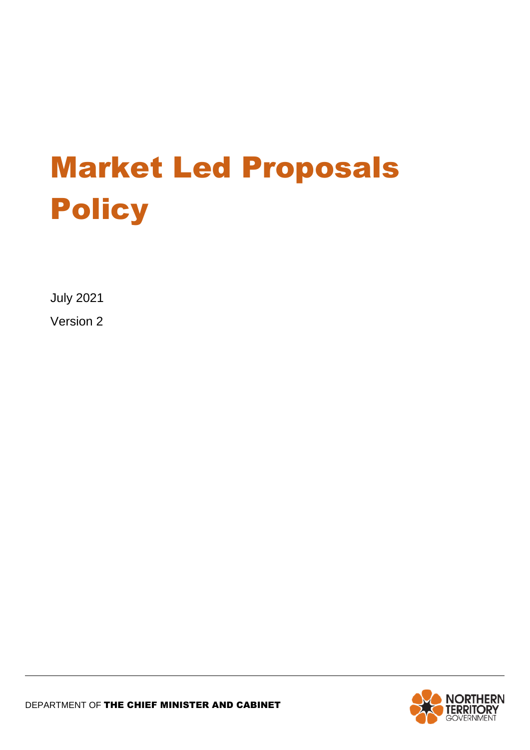# Market Led Proposals Policy

July 2021

Version 2

DEPARTMENT OF **THE CHIEF MINISTER AND CABINET**

NORTHERN TERRITORY GOVERNMENT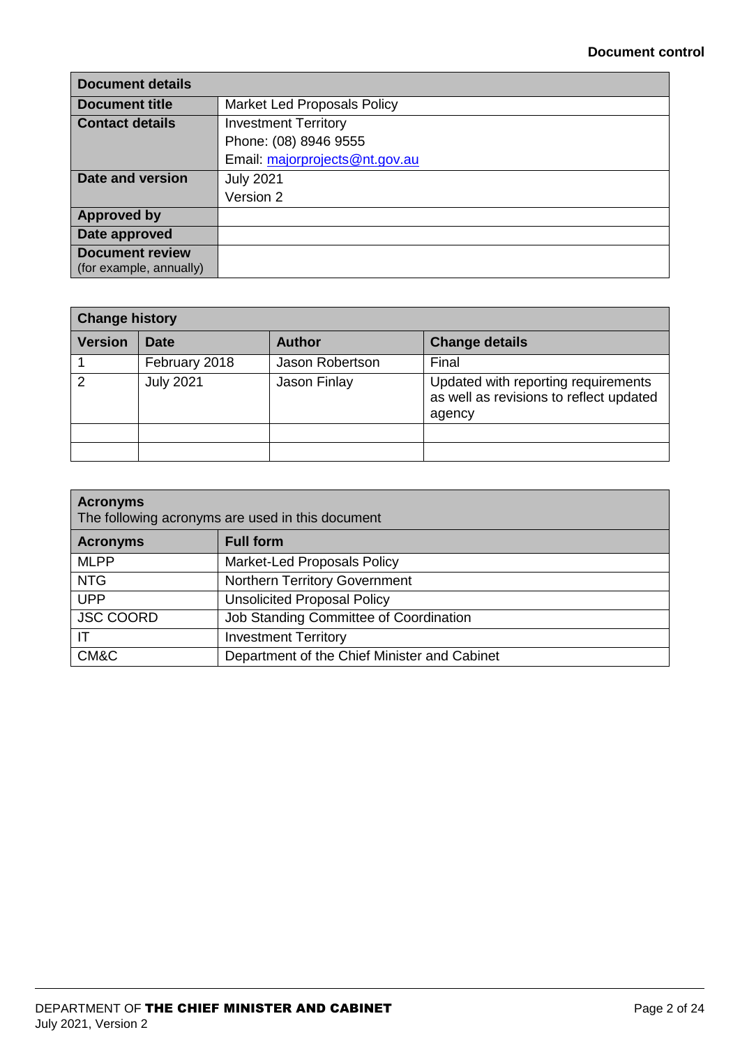## Document control

| Document details | |
|---|---|
| **Document title** | Market Led Proposals Policy |
| **Contact details** | Investment Territory<br>Phone: (08) 8946 9555<br>Email: majorprojects@nt.gov.au |
| **Date and version** | July 2021<br>Version 2 |
| **Approved by** | |
| **Date approved** | |
| **Document review** (for example, annually) | |

| Change history | | | |
|---|---|---|---|
| **Version** | **Date** | **Author** | **Change details** |
| 1 | February 2018 | Jason Robertson | Final |
| 2 | July 2021 | Jason Finlay | Updated with reporting requirements as well as revisions to reflect updated agency |
| | | | |
| | | | |

**Acronyms**
The following acronyms are used in this document

| Acronyms | Full form |
|---|---|
| MLPP | Market-Led Proposals Policy |
| NTG | Northern Territory Government |
| UPP | Unsolicited Proposal Policy |
| JSC COORD | Job Standing Committee of Coordination |
| IT | Investment Territory |
| CM&C | Department of the Chief Minister and Cabinet |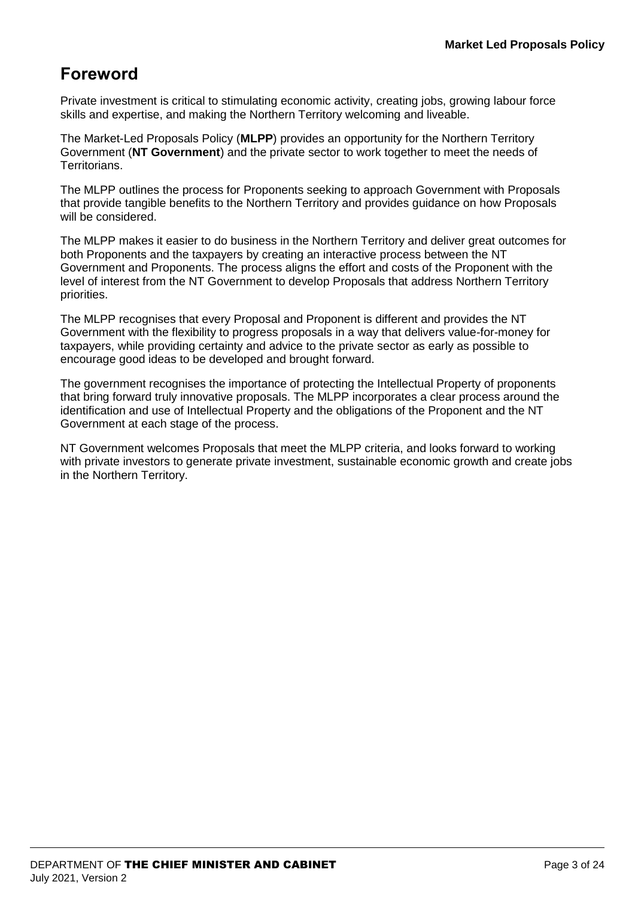# Foreword

Private investment is critical to stimulating economic activity, creating jobs, growing labour force skills and expertise, and making the Northern Territory welcoming and liveable.

The Market-Led Proposals Policy (**MLPP**) provides an opportunity for the Northern Territory Government (**NT Government**) and the private sector to work together to meet the needs of Territorians.

The MLPP outlines the process for Proponents seeking to approach Government with Proposals that provide tangible benefits to the Northern Territory and provides guidance on how Proposals will be considered.

The MLPP makes it easier to do business in the Northern Territory and deliver great outcomes for both Proponents and the taxpayers by creating an interactive process between the NT Government and Proponents. The process aligns the effort and costs of the Proponent with the level of interest from the NT Government to develop Proposals that address Northern Territory priorities.

The MLPP recognises that every Proposal and Proponent is different and provides the NT Government with the flexibility to progress proposals in a way that delivers value-for-money for taxpayers, while providing certainty and advice to the private sector as early as possible to encourage good ideas to be developed and brought forward.

The government recognises the importance of protecting the Intellectual Property of proponents that bring forward truly innovative proposals. The MLPP incorporates a clear process around the identification and use of Intellectual Property and the obligations of the Proponent and the NT Government at each stage of the process.

NT Government welcomes Proposals that meet the MLPP criteria, and looks forward to working with private investors to generate private investment, sustainable economic growth and create jobs in the Northern Territory.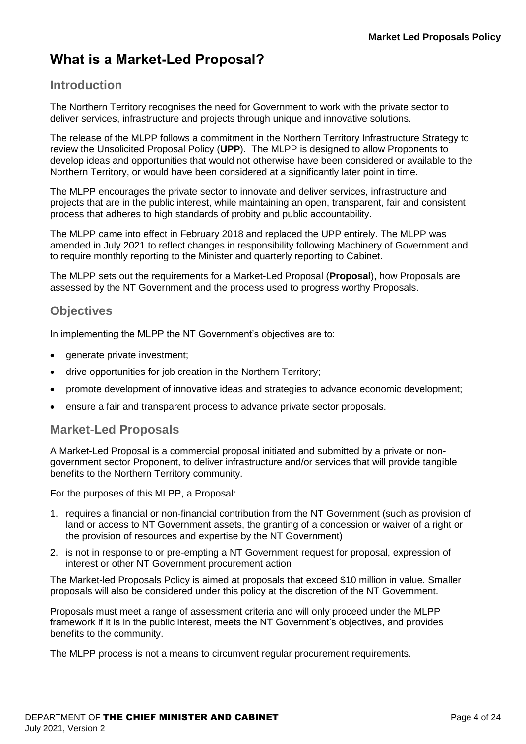# What is a Market-Led Proposal?

## Introduction

The Northern Territory recognises the need for Government to work with the private sector to deliver services, infrastructure and projects through unique and innovative solutions.

The release of the MLPP follows a commitment in the Northern Territory Infrastructure Strategy to review the Unsolicited Proposal Policy (**UPP**). The MLPP is designed to allow Proponents to develop ideas and opportunities that would not otherwise have been considered or available to the Northern Territory, or would have been considered at a significantly later point in time.

The MLPP encourages the private sector to innovate and deliver services, infrastructure and projects that are in the public interest, while maintaining an open, transparent, fair and consistent process that adheres to high standards of probity and public accountability.

The MLPP came into effect in February 2018 and replaced the UPP entirely. The MLPP was amended in July 2021 to reflect changes in responsibility following Machinery of Government and to require monthly reporting to the Minister and quarterly reporting to Cabinet.

The MLPP sets out the requirements for a Market-Led Proposal (**Proposal**), how Proposals are assessed by the NT Government and the process used to progress worthy Proposals.

## Objectives

In implementing the MLPP the NT Government's objectives are to:

- generate private investment;
- drive opportunities for job creation in the Northern Territory;
- promote development of innovative ideas and strategies to advance economic development;
- ensure a fair and transparent process to advance private sector proposals.

## Market-Led Proposals

A Market-Led Proposal is a commercial proposal initiated and submitted by a private or non-government sector Proponent, to deliver infrastructure and/or services that will provide tangible benefits to the Northern Territory community.

For the purposes of this MLPP, a Proposal:

1. requires a financial or non-financial contribution from the NT Government (such as provision of land or access to NT Government assets, the granting of a concession or waiver of a right or the provision of resources and expertise by the NT Government)
2. is not in response to or pre-empting a NT Government request for proposal, expression of interest or other NT Government procurement action

The Market-led Proposals Policy is aimed at proposals that exceed $10 million in value. Smaller proposals will also be considered under this policy at the discretion of the NT Government.

Proposals must meet a range of assessment criteria and will only proceed under the MLPP framework if it is in the public interest, meets the NT Government's objectives, and provides benefits to the community.

The MLPP process is not a means to circumvent regular procurement requirements.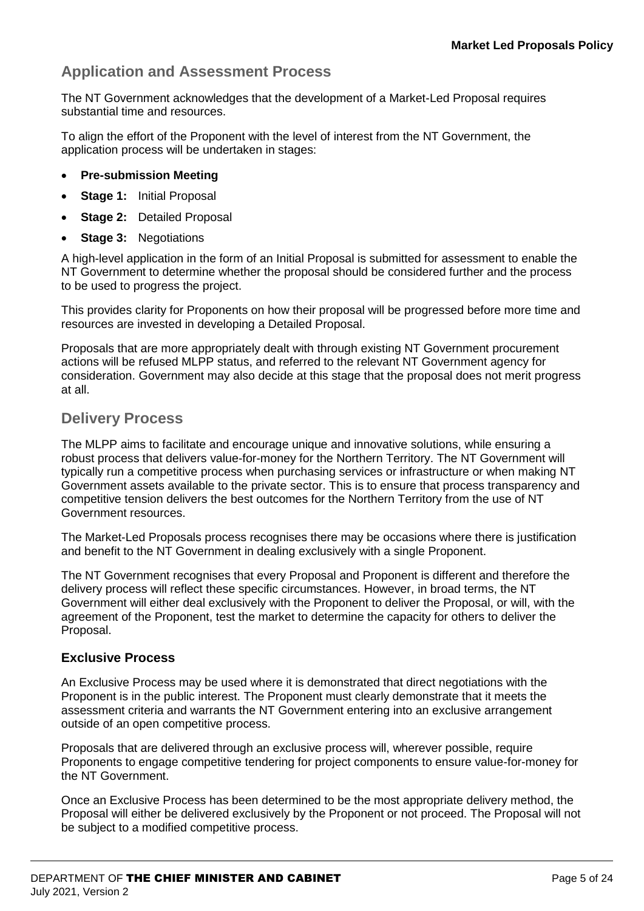## Application and Assessment Process

The NT Government acknowledges that the development of a Market-Led Proposal requires substantial time and resources.

To align the effort of the Proponent with the level of interest from the NT Government, the application process will be undertaken in stages:

- **Pre-submission Meeting**
- **Stage 1:** Initial Proposal
- **Stage 2:** Detailed Proposal
- **Stage 3:** Negotiations

A high-level application in the form of an Initial Proposal is submitted for assessment to enable the NT Government to determine whether the proposal should be considered further and the process to be used to progress the project.

This provides clarity for Proponents on how their proposal will be progressed before more time and resources are invested in developing a Detailed Proposal.

Proposals that are more appropriately dealt with through existing NT Government procurement actions will be refused MLPP status, and referred to the relevant NT Government agency for consideration. Government may also decide at this stage that the proposal does not merit progress at all.

## Delivery Process

The MLPP aims to facilitate and encourage unique and innovative solutions, while ensuring a robust process that delivers value-for-money for the Northern Territory. The NT Government will typically run a competitive process when purchasing services or infrastructure or when making NT Government assets available to the private sector. This is to ensure that process transparency and competitive tension delivers the best outcomes for the Northern Territory from the use of NT Government resources.

The Market-Led Proposals process recognises there may be occasions where there is justification and benefit to the NT Government in dealing exclusively with a single Proponent.

The NT Government recognises that every Proposal and Proponent is different and therefore the delivery process will reflect these specific circumstances. However, in broad terms, the NT Government will either deal exclusively with the Proponent to deliver the Proposal, or will, with the agreement of the Proponent, test the market to determine the capacity for others to deliver the Proposal.

### Exclusive Process

An Exclusive Process may be used where it is demonstrated that direct negotiations with the Proponent is in the public interest. The Proponent must clearly demonstrate that it meets the assessment criteria and warrants the NT Government entering into an exclusive arrangement outside of an open competitive process.

Proposals that are delivered through an exclusive process will, wherever possible, require Proponents to engage competitive tendering for project components to ensure value-for-money for the NT Government.

Once an Exclusive Process has been determined to be the most appropriate delivery method, the Proposal will either be delivered exclusively by the Proponent or not proceed. The Proposal will not be subject to a modified competitive process.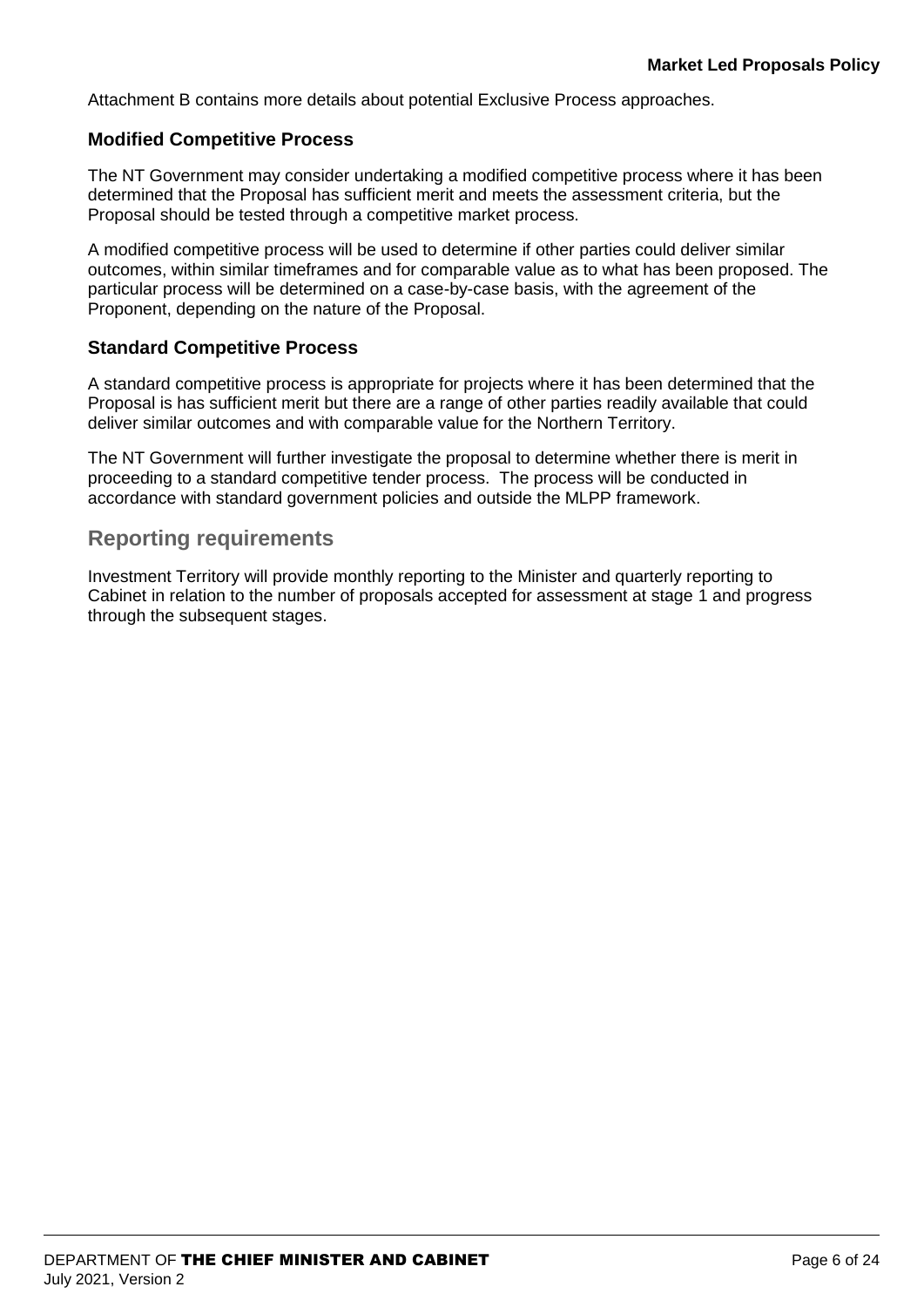Attachment B contains more details about potential Exclusive Process approaches.

### Modified Competitive Process

The NT Government may consider undertaking a modified competitive process where it has been determined that the Proposal has sufficient merit and meets the assessment criteria, but the Proposal should be tested through a competitive market process.

A modified competitive process will be used to determine if other parties could deliver similar outcomes, within similar timeframes and for comparable value as to what has been proposed. The particular process will be determined on a case-by-case basis, with the agreement of the Proponent, depending on the nature of the Proposal.

### Standard Competitive Process

A standard competitive process is appropriate for projects where it has been determined that the Proposal is has sufficient merit but there are a range of other parties readily available that could deliver similar outcomes and with comparable value for the Northern Territory.

The NT Government will further investigate the proposal to determine whether there is merit in proceeding to a standard competitive tender process. The process will be conducted in accordance with standard government policies and outside the MLPP framework.

## Reporting requirements

Investment Territory will provide monthly reporting to the Minister and quarterly reporting to Cabinet in relation to the number of proposals accepted for assessment at stage 1 and progress through the subsequent stages.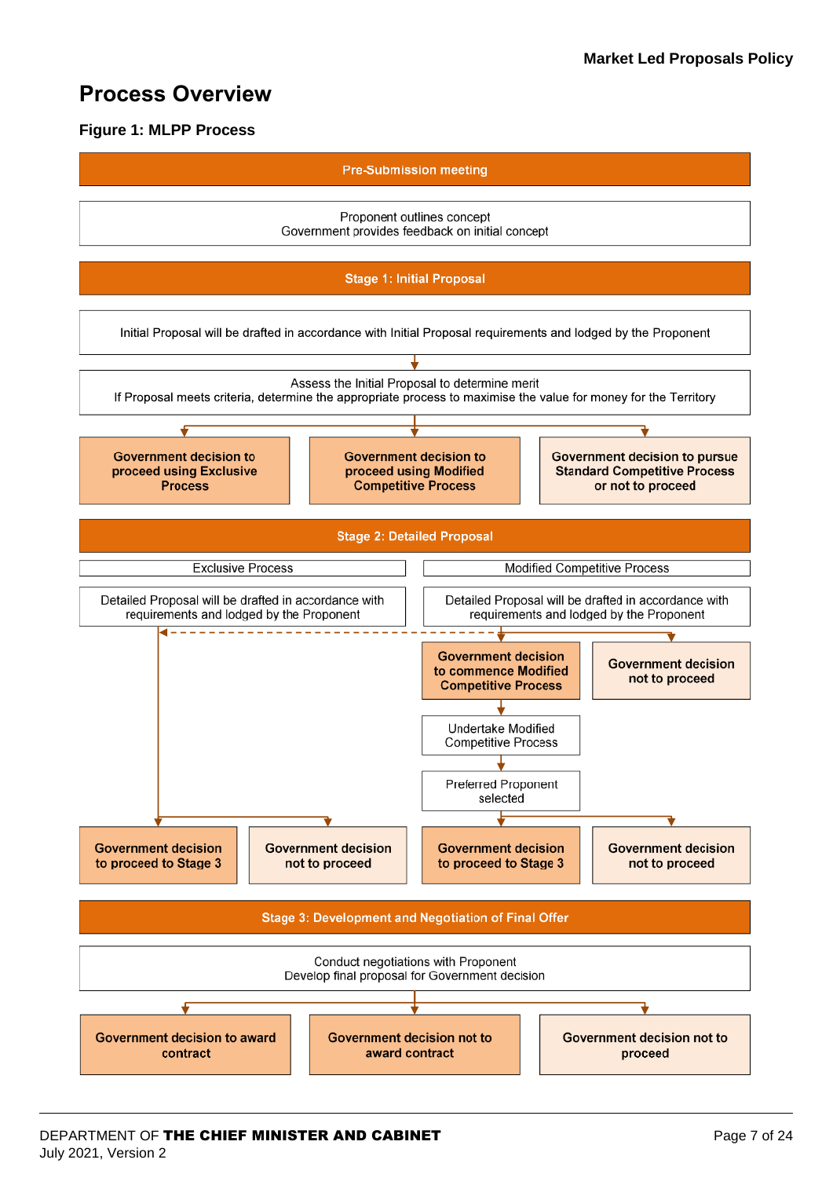## Process Overview

**Figure 1: MLPP Process**

**Pre-Submission meeting**

Proponent outlines concept
Government provides feedback on initial concept

**Stage 1: Initial Proposal**

Initial Proposal will be drafted in accordance with Initial Proposal requirements and lodged by the Proponent

Assess the Initial Proposal to determine merit
If Proposal meets criteria, determine the appropriate process to maximise the value for money for the Territory

- **Government decision to proceed using Exclusive Process**
- **Government decision to proceed using Modified Competitive Process**
- **Government decision to pursue Standard Competitive Process or not to proceed**

**Stage 2: Detailed Proposal**

| Exclusive Process | Modified Competitive Process |
| --- | --- |
| Detailed Proposal will be drafted in accordance with requirements and lodged by the Proponent | Detailed Proposal will be drafted in accordance with requirements and lodged by the Proponent |
| | **Government decision to commence Modified Competitive Process** / **Government decision not to proceed** |
| | Undertake Modified Competitive Process |
| | Preferred Proponent selected |
| **Government decision to proceed to Stage 3** / **Government decision not to proceed** | **Government decision to proceed to Stage 3** / **Government decision not to proceed** |

**Stage 3: Development and Negotiation of Final Offer**

Conduct negotiations with Proponent
Develop final proposal for Government decision

- **Government decision to award contract**
- **Government decision not to award contract**
- **Government decision not to proceed**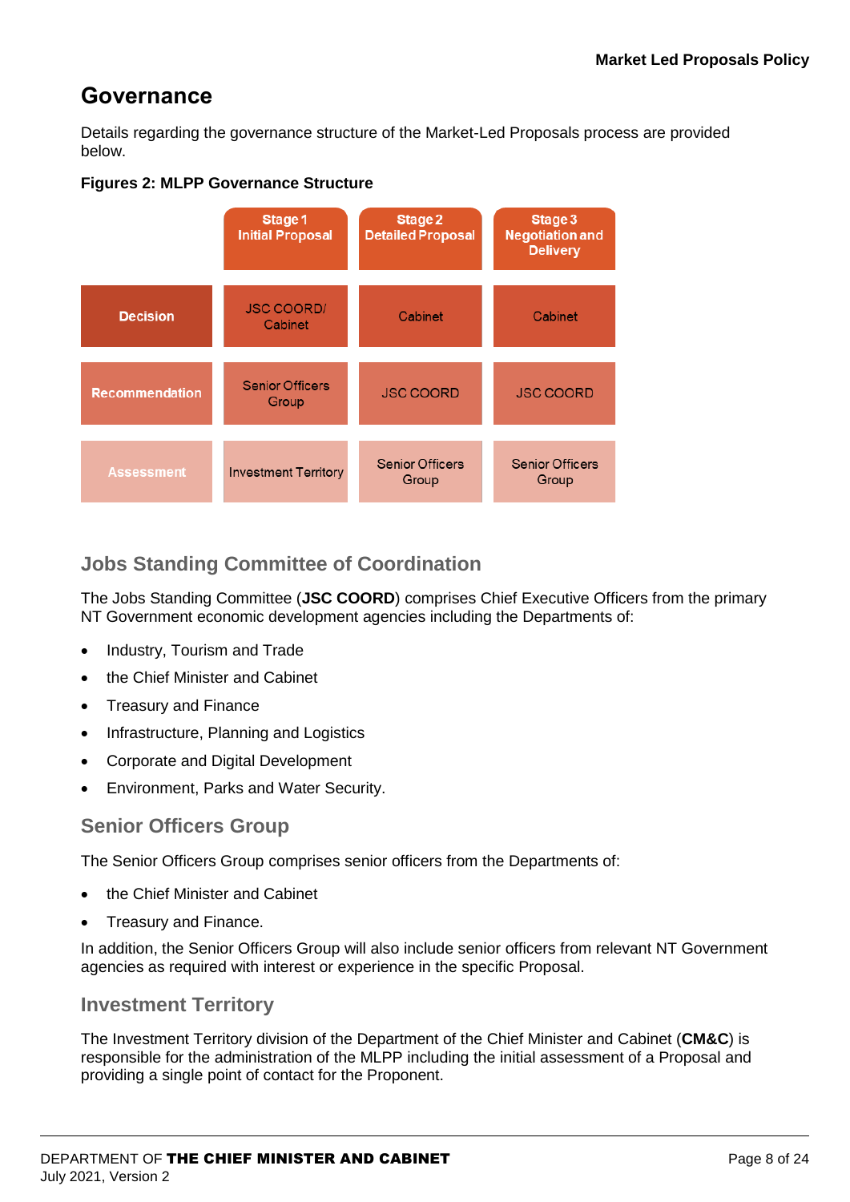# Governance

Details regarding the governance structure of the Market-Led Proposals process are provided below.

**Figures 2: MLPP Governance Structure**

| | Stage 1 Initial Proposal | Stage 2 Detailed Proposal | Stage 3 Negotiation and Delivery |
|---|---|---|---|
| **Decision** | JSC COORD/ Cabinet | Cabinet | Cabinet |
| **Recommendation** | Senior Officers Group | JSC COORD | JSC COORD |
| **Assessment** | Investment Territory | Senior Officers Group | Senior Officers Group |

## Jobs Standing Committee of Coordination

The Jobs Standing Committee (**JSC COORD**) comprises Chief Executive Officers from the primary NT Government economic development agencies including the Departments of:

- Industry, Tourism and Trade
- the Chief Minister and Cabinet
- Treasury and Finance
- Infrastructure, Planning and Logistics
- Corporate and Digital Development
- Environment, Parks and Water Security.

## Senior Officers Group

The Senior Officers Group comprises senior officers from the Departments of:

- the Chief Minister and Cabinet
- Treasury and Finance.

In addition, the Senior Officers Group will also include senior officers from relevant NT Government agencies as required with interest or experience in the specific Proposal.

## Investment Territory

The Investment Territory division of the Department of the Chief Minister and Cabinet (**CM&C**) is responsible for the administration of the MLPP including the initial assessment of a Proposal and providing a single point of contact for the Proponent.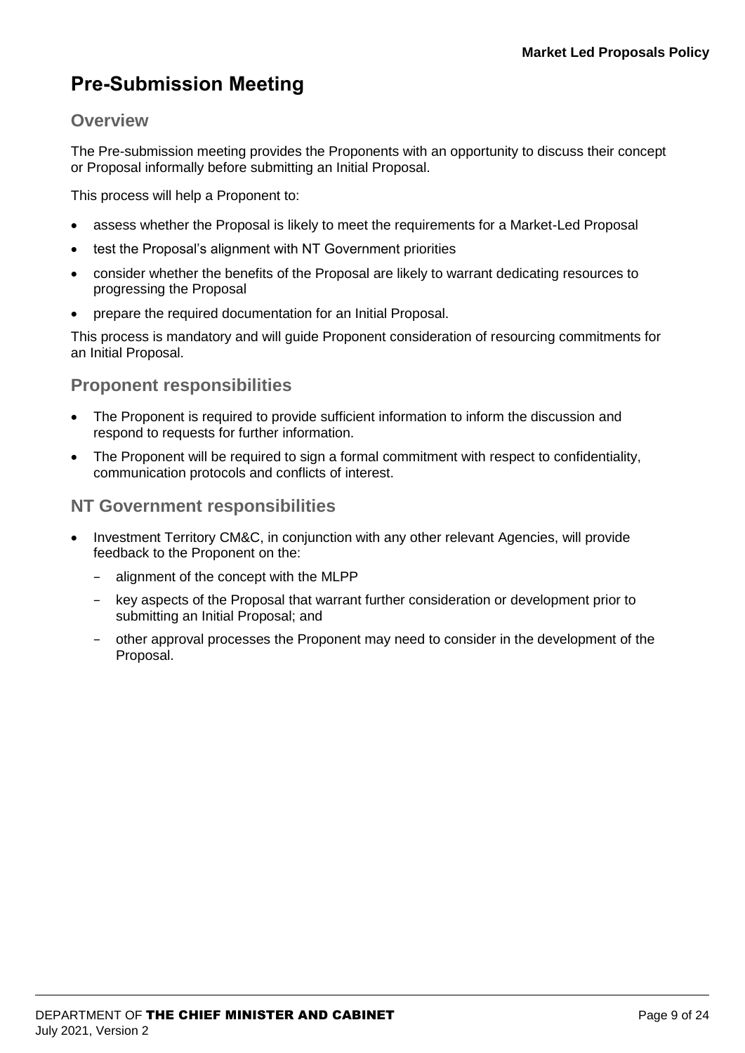# Pre-Submission Meeting

## Overview

The Pre-submission meeting provides the Proponents with an opportunity to discuss their concept or Proposal informally before submitting an Initial Proposal.

This process will help a Proponent to:

- assess whether the Proposal is likely to meet the requirements for a Market-Led Proposal
- test the Proposal's alignment with NT Government priorities
- consider whether the benefits of the Proposal are likely to warrant dedicating resources to progressing the Proposal
- prepare the required documentation for an Initial Proposal.

This process is mandatory and will guide Proponent consideration of resourcing commitments for an Initial Proposal.

## Proponent responsibilities

- The Proponent is required to provide sufficient information to inform the discussion and respond to requests for further information.
- The Proponent will be required to sign a formal commitment with respect to confidentiality, communication protocols and conflicts of interest.

## NT Government responsibilities

- Investment Territory CM&C, in conjunction with any other relevant Agencies, will provide feedback to the Proponent on the:
  - alignment of the concept with the MLPP
  - key aspects of the Proposal that warrant further consideration or development prior to submitting an Initial Proposal; and
  - other approval processes the Proponent may need to consider in the development of the Proposal.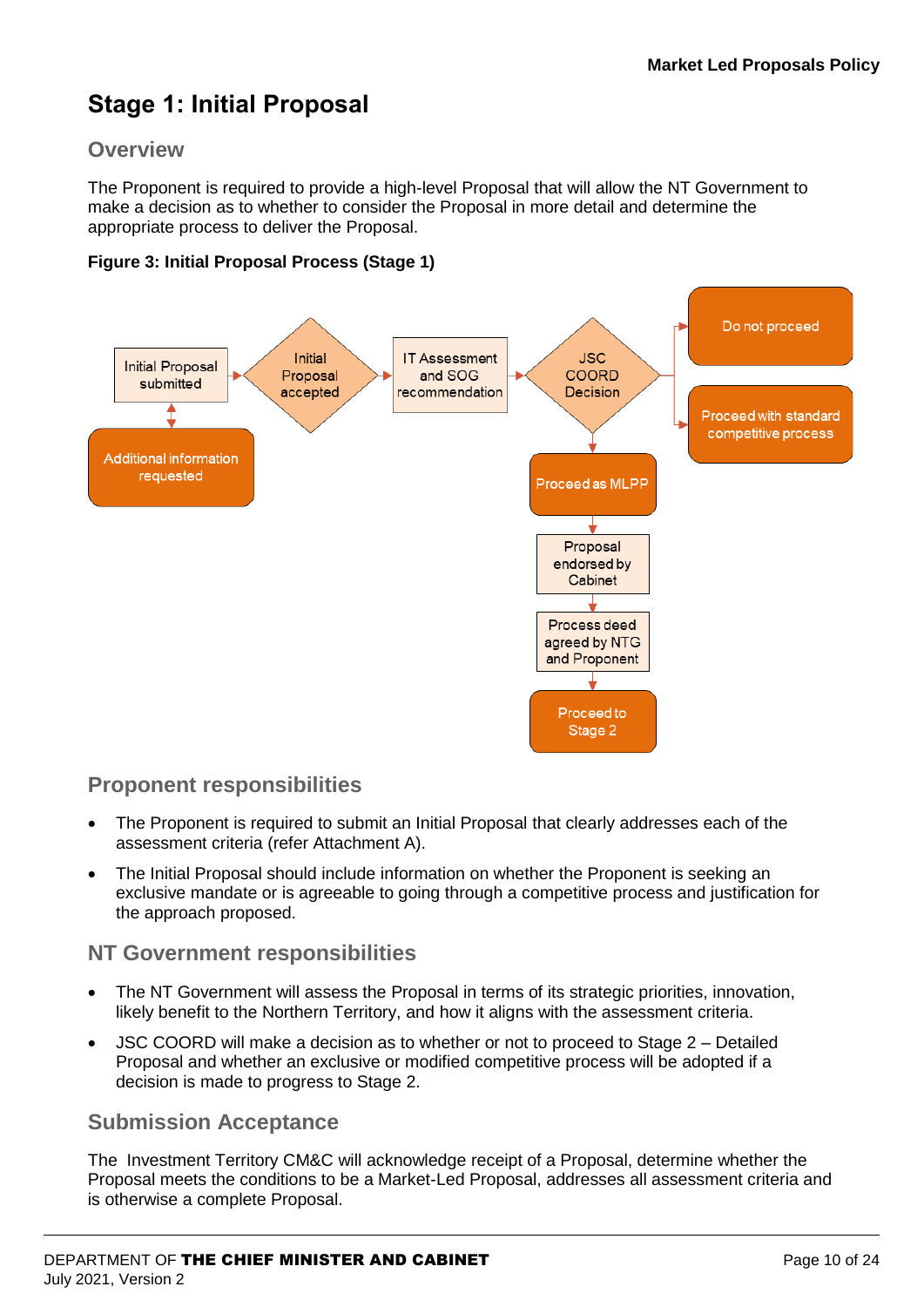# Stage 1: Initial Proposal

## Overview

The Proponent is required to provide a high-level Proposal that will allow the NT Government to make a decision as to whether to consider the Proposal in more detail and determine the appropriate process to deliver the Proposal.

**Figure 3: Initial Proposal Process (Stage 1)**

Initial Proposal submitted → Initial Proposal accepted → IT Assessment and SOG recommendation → JSC COORD Decision

Additional information requested

JSC COORD Decision → Do not proceed

JSC COORD Decision → Proceed with standard competitive process

JSC COORD Decision → Proceed as MLPP → Proposal endorsed by Cabinet → Process deed agreed by NTG and Proponent → Proceed to Stage 2

## Proponent responsibilities

- The Proponent is required to submit an Initial Proposal that clearly addresses each of the assessment criteria (refer Attachment A).
- The Initial Proposal should include information on whether the Proponent is seeking an exclusive mandate or is agreeable to going through a competitive process and justification for the approach proposed.

## NT Government responsibilities

- The NT Government will assess the Proposal in terms of its strategic priorities, innovation, likely benefit to the Northern Territory, and how it aligns with the assessment criteria.
- JSC COORD will make a decision as to whether or not to proceed to Stage 2 – Detailed Proposal and whether an exclusive or modified competitive process will be adopted if a decision is made to progress to Stage 2.

## Submission Acceptance

The Investment Territory CM&C will acknowledge receipt of a Proposal, determine whether the Proposal meets the conditions to be a Market-Led Proposal, addresses all assessment criteria and is otherwise a complete Proposal.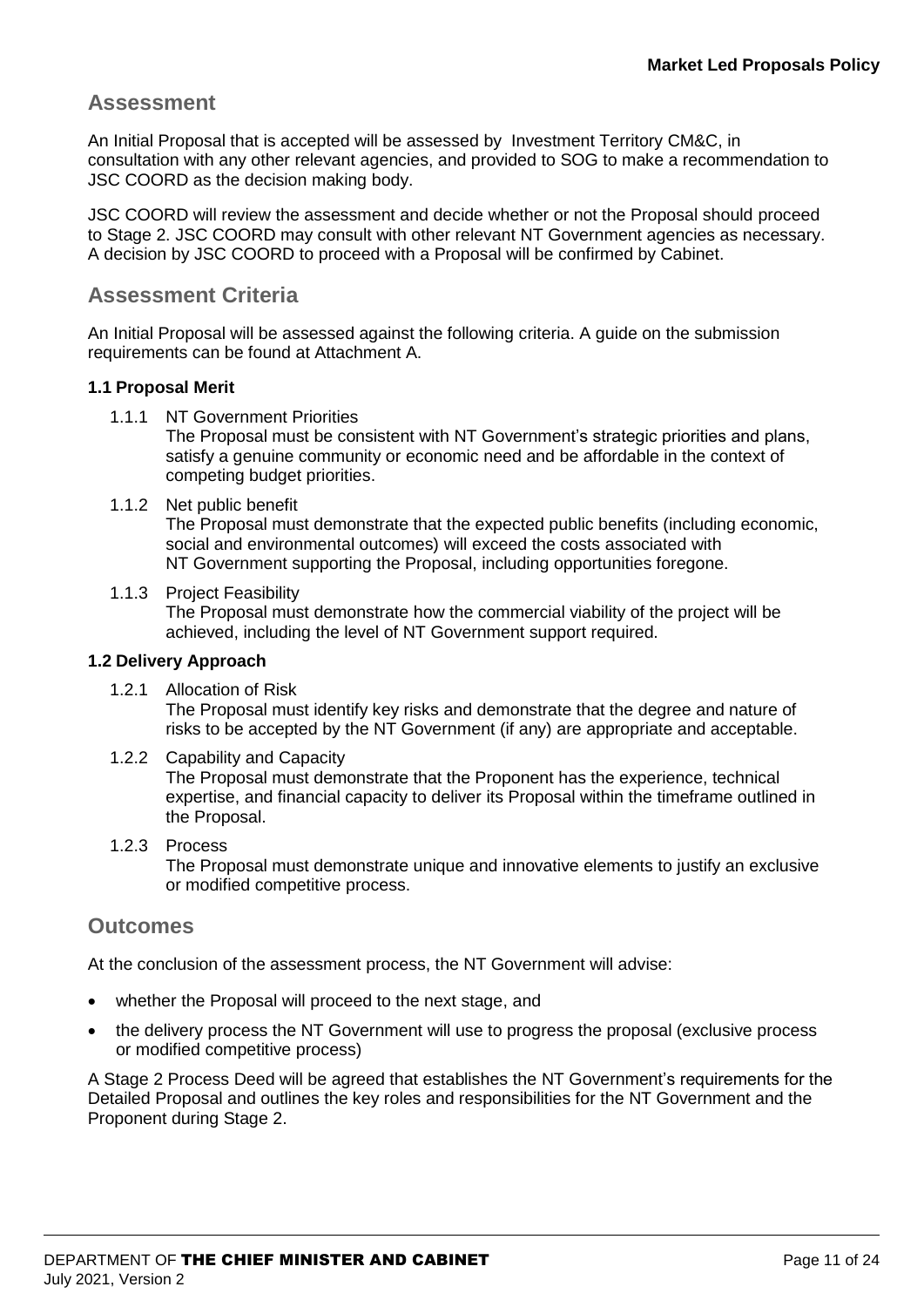## Assessment

An Initial Proposal that is accepted will be assessed by Investment Territory CM&C, in consultation with any other relevant agencies, and provided to SOG to make a recommendation to JSC COORD as the decision making body.

JSC COORD will review the assessment and decide whether or not the Proposal should proceed to Stage 2. JSC COORD may consult with other relevant NT Government agencies as necessary. A decision by JSC COORD to proceed with a Proposal will be confirmed by Cabinet.

## Assessment Criteria

An Initial Proposal will be assessed against the following criteria. A guide on the submission requirements can be found at Attachment A.

**1.1 Proposal Merit**

1.1.1 NT Government Priorities
The Proposal must be consistent with NT Government's strategic priorities and plans, satisfy a genuine community or economic need and be affordable in the context of competing budget priorities.

1.1.2 Net public benefit
The Proposal must demonstrate that the expected public benefits (including economic, social and environmental outcomes) will exceed the costs associated with NT Government supporting the Proposal, including opportunities foregone.

1.1.3 Project Feasibility
The Proposal must demonstrate how the commercial viability of the project will be achieved, including the level of NT Government support required.

**1.2 Delivery Approach**

1.2.1 Allocation of Risk
The Proposal must identify key risks and demonstrate that the degree and nature of risks to be accepted by the NT Government (if any) are appropriate and acceptable.

1.2.2 Capability and Capacity
The Proposal must demonstrate that the Proponent has the experience, technical expertise, and financial capacity to deliver its Proposal within the timeframe outlined in the Proposal.

1.2.3 Process
The Proposal must demonstrate unique and innovative elements to justify an exclusive or modified competitive process.

## Outcomes

At the conclusion of the assessment process, the NT Government will advise:

- whether the Proposal will proceed to the next stage, and
- the delivery process the NT Government will use to progress the proposal (exclusive process or modified competitive process)

A Stage 2 Process Deed will be agreed that establishes the NT Government's requirements for the Detailed Proposal and outlines the key roles and responsibilities for the NT Government and the Proponent during Stage 2.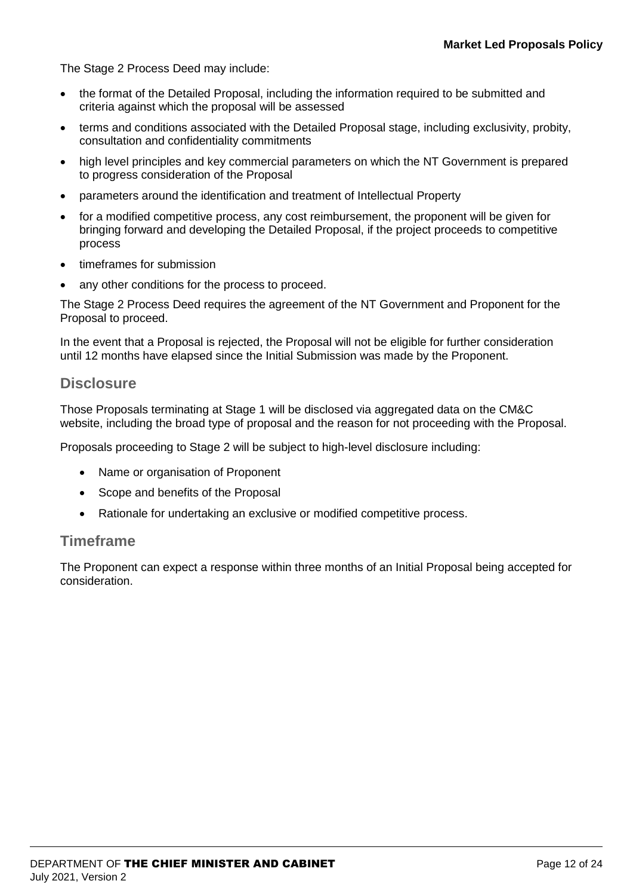The Stage 2 Process Deed may include:

- the format of the Detailed Proposal, including the information required to be submitted and criteria against which the proposal will be assessed
- terms and conditions associated with the Detailed Proposal stage, including exclusivity, probity, consultation and confidentiality commitments
- high level principles and key commercial parameters on which the NT Government is prepared to progress consideration of the Proposal
- parameters around the identification and treatment of Intellectual Property
- for a modified competitive process, any cost reimbursement, the proponent will be given for bringing forward and developing the Detailed Proposal, if the project proceeds to competitive process
- timeframes for submission
- any other conditions for the process to proceed.

The Stage 2 Process Deed requires the agreement of the NT Government and Proponent for the Proposal to proceed.

In the event that a Proposal is rejected, the Proposal will not be eligible for further consideration until 12 months have elapsed since the Initial Submission was made by the Proponent.

## Disclosure

Those Proposals terminating at Stage 1 will be disclosed via aggregated data on the CM&C website, including the broad type of proposal and the reason for not proceeding with the Proposal.

Proposals proceeding to Stage 2 will be subject to high-level disclosure including:

- Name or organisation of Proponent
- Scope and benefits of the Proposal
- Rationale for undertaking an exclusive or modified competitive process.

## Timeframe

The Proponent can expect a response within three months of an Initial Proposal being accepted for consideration.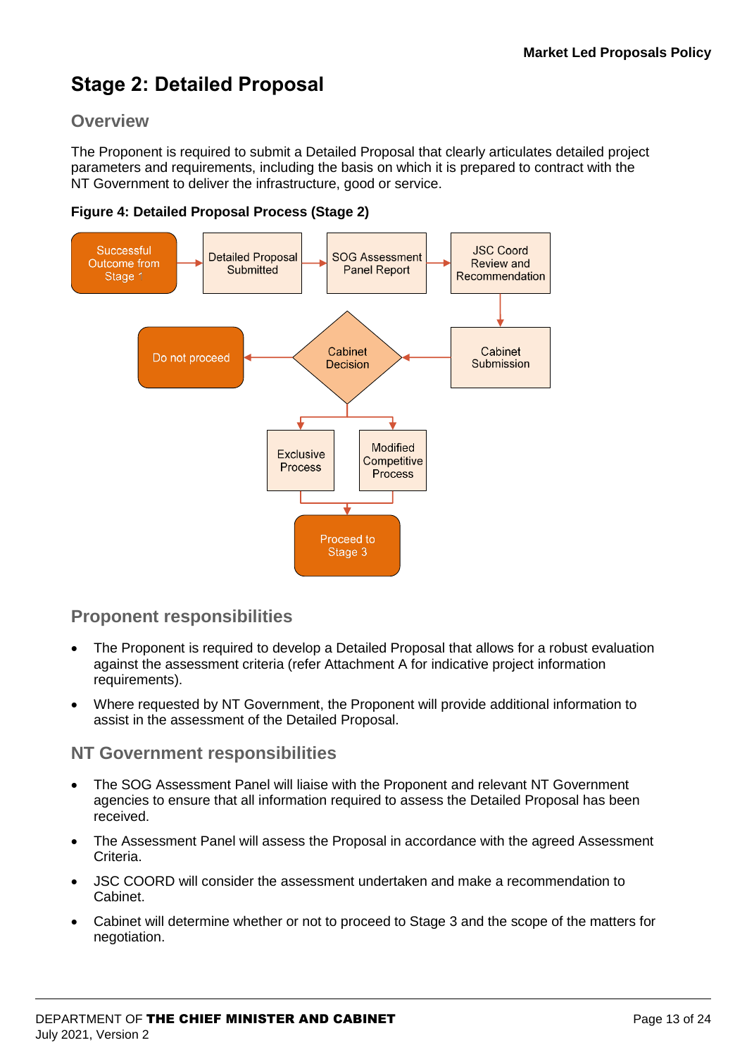# Stage 2: Detailed Proposal

## Overview

The Proponent is required to submit a Detailed Proposal that clearly articulates detailed project parameters and requirements, including the basis on which it is prepared to contract with the NT Government to deliver the infrastructure, good or service.

**Figure 4: Detailed Proposal Process (Stage 2)**

Successful Outcome from Stage 1 → Detailed Proposal Submitted → SOG Assessment Panel Report → JSC Coord Review and Recommendation → Cabinet Submission → Cabinet Decision → Do not proceed / Exclusive Process / Modified Competitive Process → Proceed to Stage 3

## Proponent responsibilities

- The Proponent is required to develop a Detailed Proposal that allows for a robust evaluation against the assessment criteria (refer Attachment A for indicative project information requirements).
- Where requested by NT Government, the Proponent will provide additional information to assist in the assessment of the Detailed Proposal.

## NT Government responsibilities

- The SOG Assessment Panel will liaise with the Proponent and relevant NT Government agencies to ensure that all information required to assess the Detailed Proposal has been received.
- The Assessment Panel will assess the Proposal in accordance with the agreed Assessment Criteria.
- JSC COORD will consider the assessment undertaken and make a recommendation to Cabinet.
- Cabinet will determine whether or not to proceed to Stage 3 and the scope of the matters for negotiation.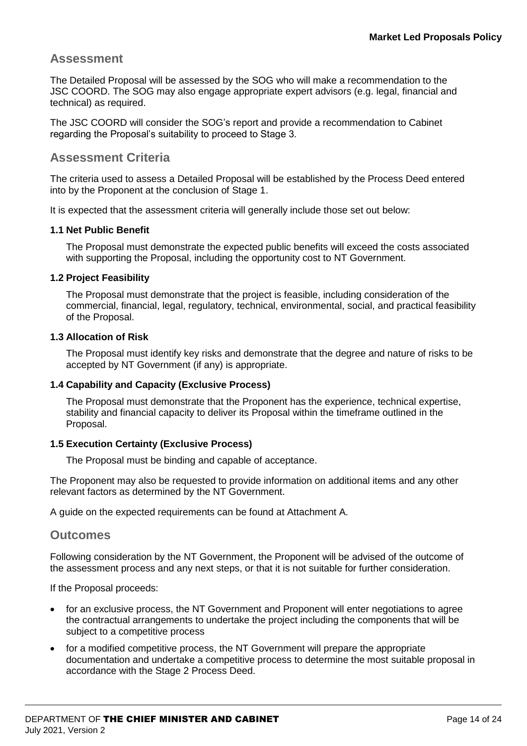## Assessment

The Detailed Proposal will be assessed by the SOG who will make a recommendation to the JSC COORD. The SOG may also engage appropriate expert advisors (e.g. legal, financial and technical) as required.

The JSC COORD will consider the SOG's report and provide a recommendation to Cabinet regarding the Proposal's suitability to proceed to Stage 3.

## Assessment Criteria

The criteria used to assess a Detailed Proposal will be established by the Process Deed entered into by the Proponent at the conclusion of Stage 1.

It is expected that the assessment criteria will generally include those set out below:

#### 1.1 Net Public Benefit

The Proposal must demonstrate the expected public benefits will exceed the costs associated with supporting the Proposal, including the opportunity cost to NT Government.

#### 1.2 Project Feasibility

The Proposal must demonstrate that the project is feasible, including consideration of the commercial, financial, legal, regulatory, technical, environmental, social, and practical feasibility of the Proposal.

#### 1.3 Allocation of Risk

The Proposal must identify key risks and demonstrate that the degree and nature of risks to be accepted by NT Government (if any) is appropriate.

#### 1.4 Capability and Capacity (Exclusive Process)

The Proposal must demonstrate that the Proponent has the experience, technical expertise, stability and financial capacity to deliver its Proposal within the timeframe outlined in the Proposal.

#### 1.5 Execution Certainty (Exclusive Process)

The Proposal must be binding and capable of acceptance.

The Proponent may also be requested to provide information on additional items and any other relevant factors as determined by the NT Government.

A guide on the expected requirements can be found at Attachment A.

## Outcomes

Following consideration by the NT Government, the Proponent will be advised of the outcome of the assessment process and any next steps, or that it is not suitable for further consideration.

If the Proposal proceeds:

- for an exclusive process, the NT Government and Proponent will enter negotiations to agree the contractual arrangements to undertake the project including the components that will be subject to a competitive process
- for a modified competitive process, the NT Government will prepare the appropriate documentation and undertake a competitive process to determine the most suitable proposal in accordance with the Stage 2 Process Deed.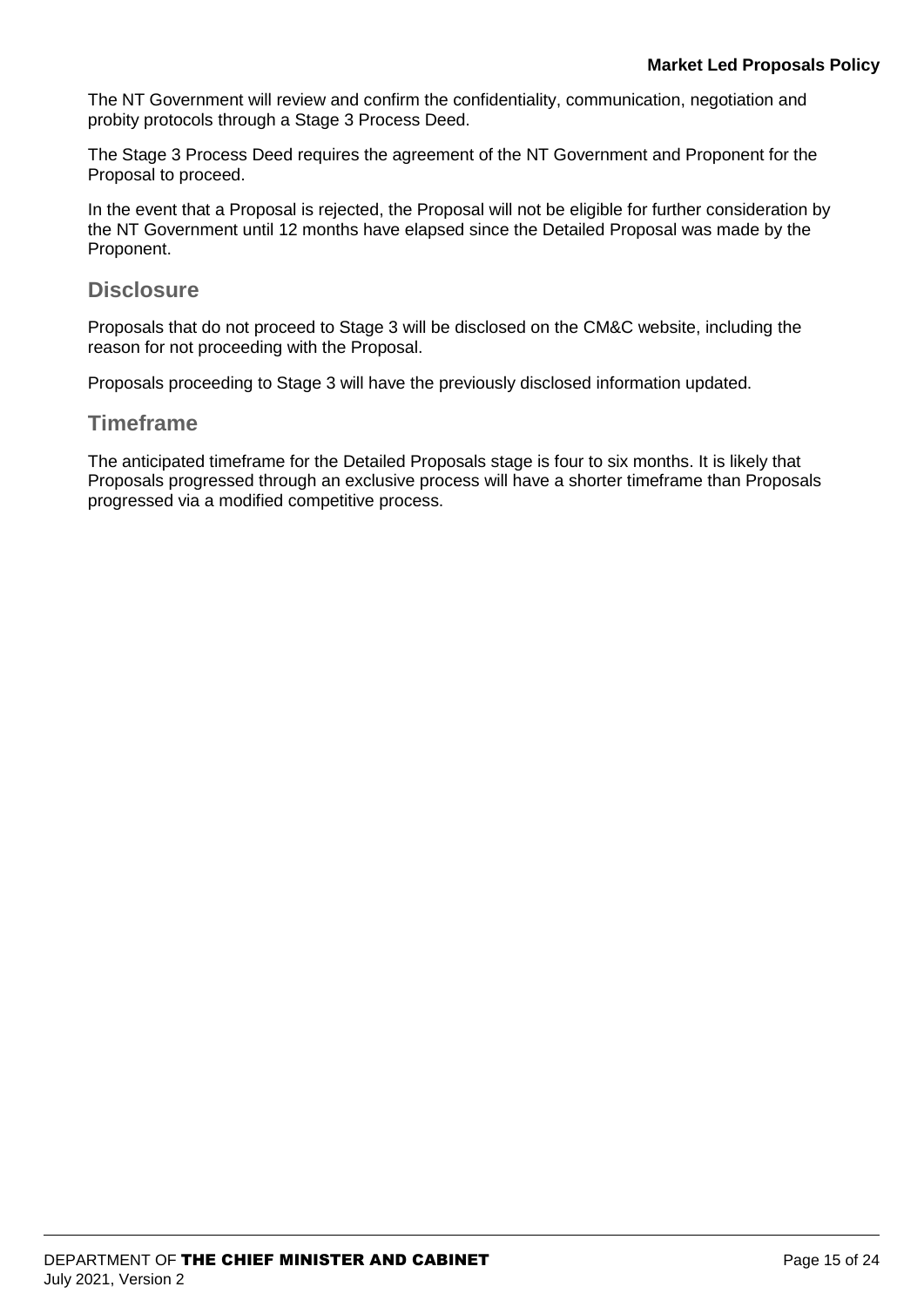The NT Government will review and confirm the confidentiality, communication, negotiation and probity protocols through a Stage 3 Process Deed.

The Stage 3 Process Deed requires the agreement of the NT Government and Proponent for the Proposal to proceed.

In the event that a Proposal is rejected, the Proposal will not be eligible for further consideration by the NT Government until 12 months have elapsed since the Detailed Proposal was made by the Proponent.

## Disclosure

Proposals that do not proceed to Stage 3 will be disclosed on the CM&C website, including the reason for not proceeding with the Proposal.

Proposals proceeding to Stage 3 will have the previously disclosed information updated.

## Timeframe

The anticipated timeframe for the Detailed Proposals stage is four to six months. It is likely that Proposals progressed through an exclusive process will have a shorter timeframe than Proposals progressed via a modified competitive process.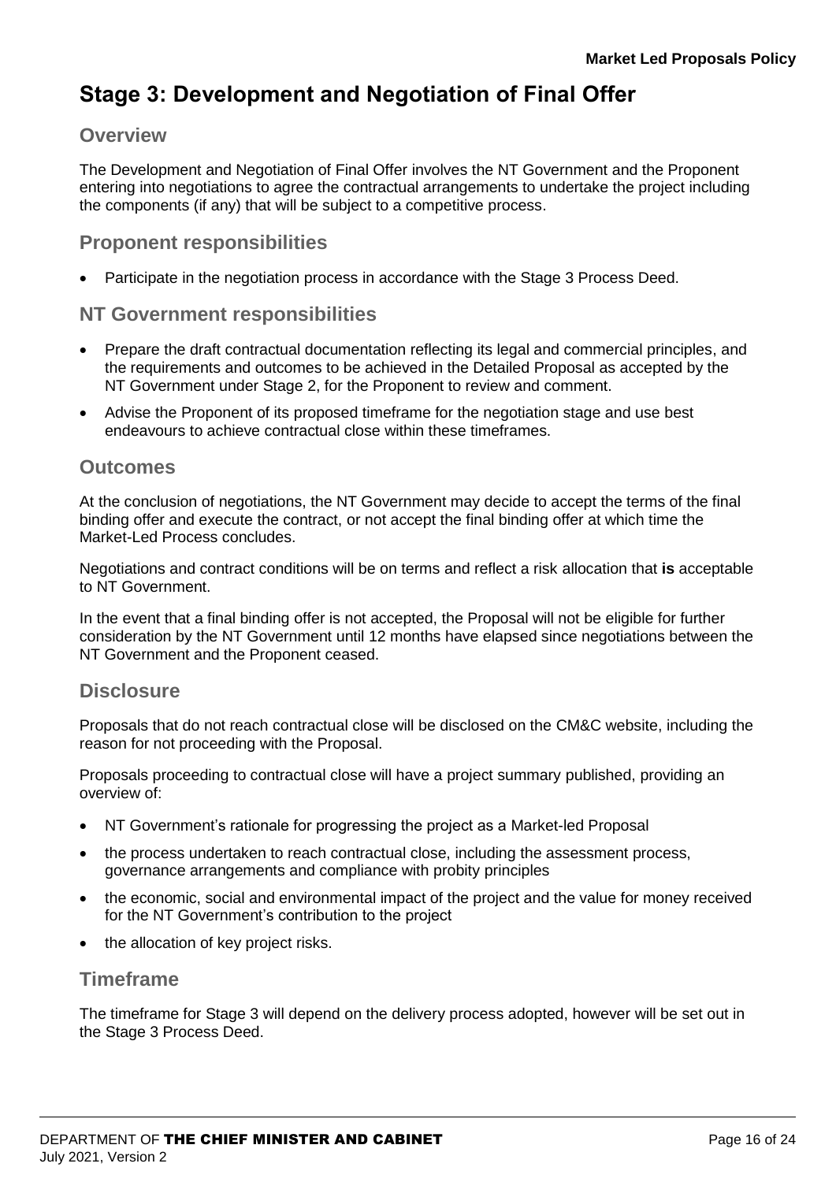# Stage 3: Development and Negotiation of Final Offer

## Overview

The Development and Negotiation of Final Offer involves the NT Government and the Proponent entering into negotiations to agree the contractual arrangements to undertake the project including the components (if any) that will be subject to a competitive process.

## Proponent responsibilities

- Participate in the negotiation process in accordance with the Stage 3 Process Deed.

## NT Government responsibilities

- Prepare the draft contractual documentation reflecting its legal and commercial principles, and the requirements and outcomes to be achieved in the Detailed Proposal as accepted by the NT Government under Stage 2, for the Proponent to review and comment.
- Advise the Proponent of its proposed timeframe for the negotiation stage and use best endeavours to achieve contractual close within these timeframes.

## Outcomes

At the conclusion of negotiations, the NT Government may decide to accept the terms of the final binding offer and execute the contract, or not accept the final binding offer at which time the Market-Led Process concludes.

Negotiations and contract conditions will be on terms and reflect a risk allocation that **is** acceptable to NT Government.

In the event that a final binding offer is not accepted, the Proposal will not be eligible for further consideration by the NT Government until 12 months have elapsed since negotiations between the NT Government and the Proponent ceased.

## Disclosure

Proposals that do not reach contractual close will be disclosed on the CM&C website, including the reason for not proceeding with the Proposal.

Proposals proceeding to contractual close will have a project summary published, providing an overview of:

- NT Government's rationale for progressing the project as a Market-led Proposal
- the process undertaken to reach contractual close, including the assessment process, governance arrangements and compliance with probity principles
- the economic, social and environmental impact of the project and the value for money received for the NT Government's contribution to the project
- the allocation of key project risks.

## Timeframe

The timeframe for Stage 3 will depend on the delivery process adopted, however will be set out in the Stage 3 Process Deed.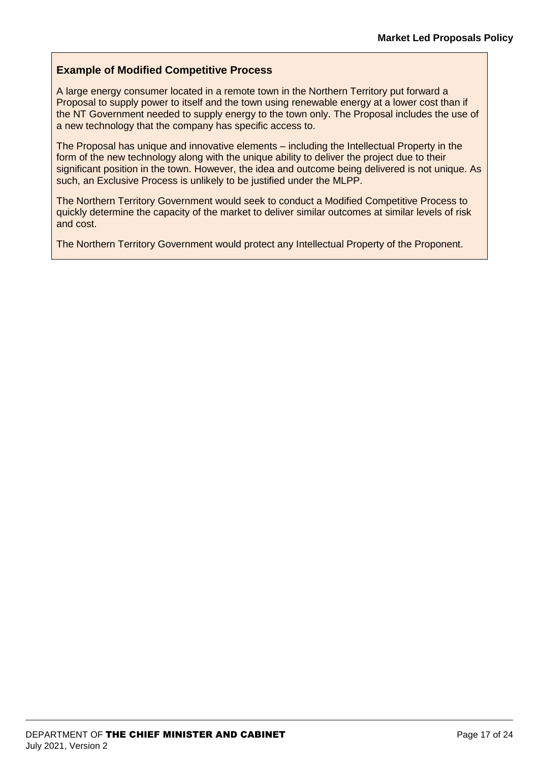### Example of Modified Competitive Process

A large energy consumer located in a remote town in the Northern Territory put forward a Proposal to supply power to itself and the town using renewable energy at a lower cost than if the NT Government needed to supply energy to the town only. The Proposal includes the use of a new technology that the company has specific access to.

The Proposal has unique and innovative elements – including the Intellectual Property in the form of the new technology along with the unique ability to deliver the project due to their significant position in the town. However, the idea and outcome being delivered is not unique. As such, an Exclusive Process is unlikely to be justified under the MLPP.

The Northern Territory Government would seek to conduct a Modified Competitive Process to quickly determine the capacity of the market to deliver similar outcomes at similar levels of risk and cost.

The Northern Territory Government would protect any Intellectual Property of the Proponent.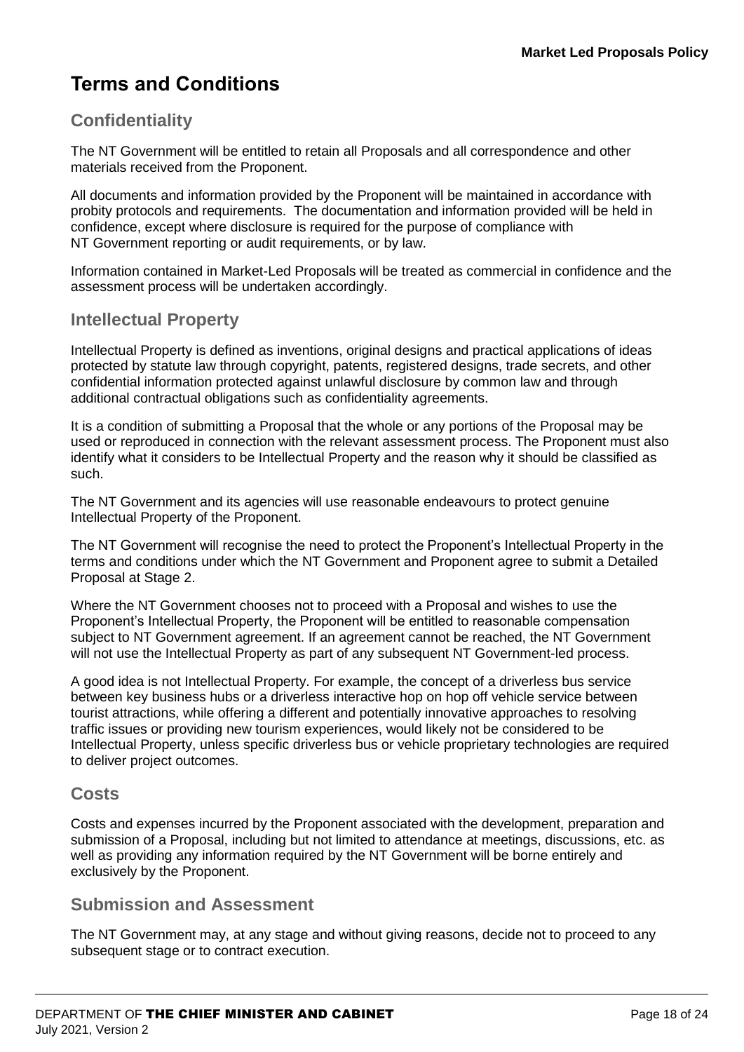# Terms and Conditions

## Confidentiality

The NT Government will be entitled to retain all Proposals and all correspondence and other materials received from the Proponent.

All documents and information provided by the Proponent will be maintained in accordance with probity protocols and requirements. The documentation and information provided will be held in confidence, except where disclosure is required for the purpose of compliance with NT Government reporting or audit requirements, or by law.

Information contained in Market-Led Proposals will be treated as commercial in confidence and the assessment process will be undertaken accordingly.

## Intellectual Property

Intellectual Property is defined as inventions, original designs and practical applications of ideas protected by statute law through copyright, patents, registered designs, trade secrets, and other confidential information protected against unlawful disclosure by common law and through additional contractual obligations such as confidentiality agreements.

It is a condition of submitting a Proposal that the whole or any portions of the Proposal may be used or reproduced in connection with the relevant assessment process. The Proponent must also identify what it considers to be Intellectual Property and the reason why it should be classified as such.

The NT Government and its agencies will use reasonable endeavours to protect genuine Intellectual Property of the Proponent.

The NT Government will recognise the need to protect the Proponent's Intellectual Property in the terms and conditions under which the NT Government and Proponent agree to submit a Detailed Proposal at Stage 2.

Where the NT Government chooses not to proceed with a Proposal and wishes to use the Proponent's Intellectual Property, the Proponent will be entitled to reasonable compensation subject to NT Government agreement. If an agreement cannot be reached, the NT Government will not use the Intellectual Property as part of any subsequent NT Government-led process.

A good idea is not Intellectual Property. For example, the concept of a driverless bus service between key business hubs or a driverless interactive hop on hop off vehicle service between tourist attractions, while offering a different and potentially innovative approaches to resolving traffic issues or providing new tourism experiences, would likely not be considered to be Intellectual Property, unless specific driverless bus or vehicle proprietary technologies are required to deliver project outcomes.

## Costs

Costs and expenses incurred by the Proponent associated with the development, preparation and submission of a Proposal, including but not limited to attendance at meetings, discussions, etc. as well as providing any information required by the NT Government will be borne entirely and exclusively by the Proponent.

## Submission and Assessment

The NT Government may, at any stage and without giving reasons, decide not to proceed to any subsequent stage or to contract execution.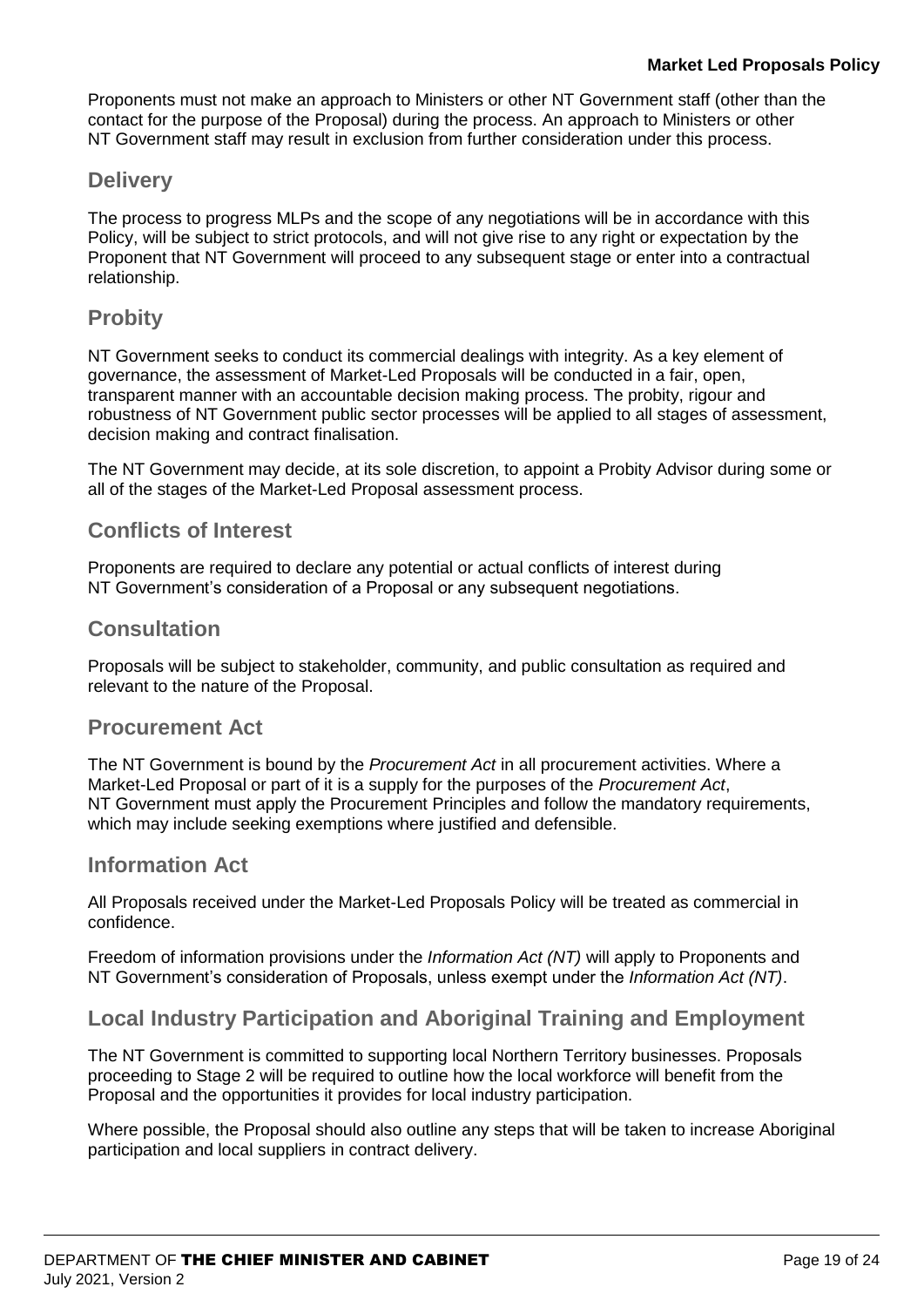Proponents must not make an approach to Ministers or other NT Government staff (other than the contact for the purpose of the Proposal) during the process. An approach to Ministers or other NT Government staff may result in exclusion from further consideration under this process.

## Delivery

The process to progress MLPs and the scope of any negotiations will be in accordance with this Policy, will be subject to strict protocols, and will not give rise to any right or expectation by the Proponent that NT Government will proceed to any subsequent stage or enter into a contractual relationship.

## Probity

NT Government seeks to conduct its commercial dealings with integrity. As a key element of governance, the assessment of Market-Led Proposals will be conducted in a fair, open, transparent manner with an accountable decision making process. The probity, rigour and robustness of NT Government public sector processes will be applied to all stages of assessment, decision making and contract finalisation.

The NT Government may decide, at its sole discretion, to appoint a Probity Advisor during some or all of the stages of the Market-Led Proposal assessment process.

## Conflicts of Interest

Proponents are required to declare any potential or actual conflicts of interest during NT Government's consideration of a Proposal or any subsequent negotiations.

## Consultation

Proposals will be subject to stakeholder, community, and public consultation as required and relevant to the nature of the Proposal.

## Procurement Act

The NT Government is bound by the *Procurement Act* in all procurement activities. Where a Market-Led Proposal or part of it is a supply for the purposes of the *Procurement Act*, NT Government must apply the Procurement Principles and follow the mandatory requirements, which may include seeking exemptions where justified and defensible.

## Information Act

All Proposals received under the Market-Led Proposals Policy will be treated as commercial in confidence.

Freedom of information provisions under the *Information Act (NT)* will apply to Proponents and NT Government's consideration of Proposals, unless exempt under the *Information Act (NT)*.

## Local Industry Participation and Aboriginal Training and Employment

The NT Government is committed to supporting local Northern Territory businesses. Proposals proceeding to Stage 2 will be required to outline how the local workforce will benefit from the Proposal and the opportunities it provides for local industry participation.

Where possible, the Proposal should also outline any steps that will be taken to increase Aboriginal participation and local suppliers in contract delivery.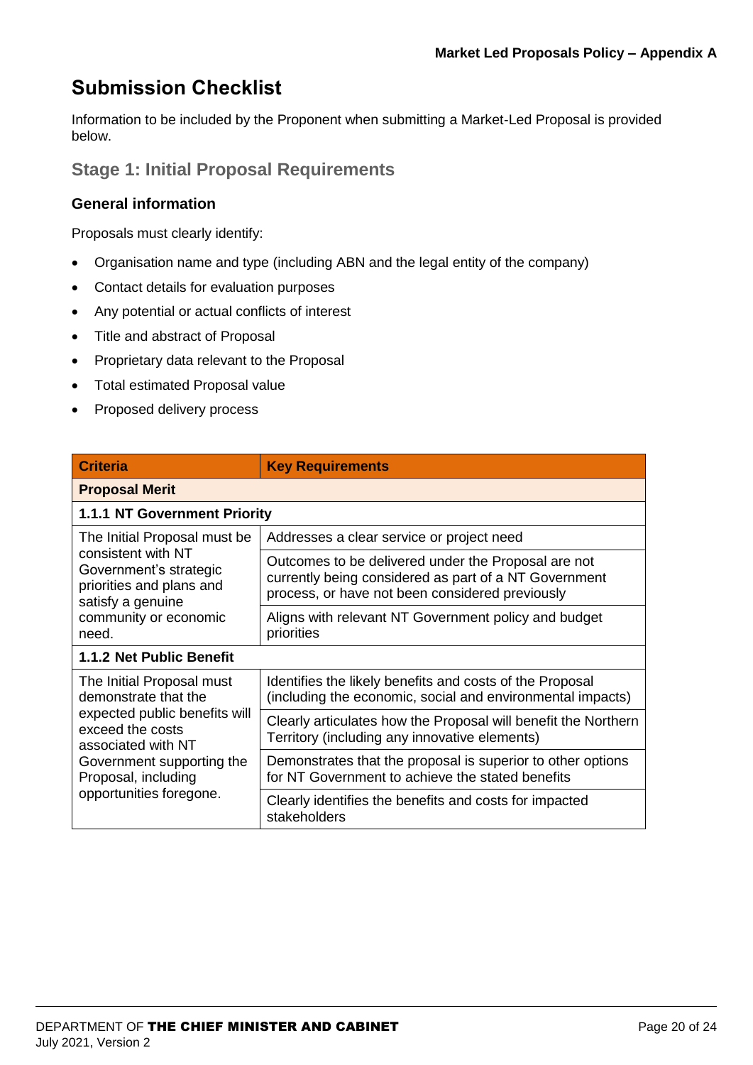## Submission Checklist

Information to be included by the Proponent when submitting a Market-Led Proposal is provided below.

### Stage 1: Initial Proposal Requirements

#### General information

Proposals must clearly identify:

- Organisation name and type (including ABN and the legal entity of the company)
- Contact details for evaluation purposes
- Any potential or actual conflicts of interest
- Title and abstract of Proposal
- Proprietary data relevant to the Proposal
- Total estimated Proposal value
- Proposed delivery process

| Criteria | Key Requirements |
|---|---|
| **Proposal Merit** | |
| **1.1.1 NT Government Priority** | |
| The Initial Proposal must be consistent with NT Government's strategic priorities and plans and satisfy a genuine community or economic need. | Addresses a clear service or project need |
| | Outcomes to be delivered under the Proposal are not currently being considered as part of a NT Government process, or have not been considered previously |
| | Aligns with relevant NT Government policy and budget priorities |
| **1.1.2 Net Public Benefit** | |
| The Initial Proposal must demonstrate that the expected public benefits will exceed the costs associated with NT Government supporting the Proposal, including opportunities foregone. | Identifies the likely benefits and costs of the Proposal (including the economic, social and environmental impacts) |
| | Clearly articulates how the Proposal will benefit the Northern Territory (including any innovative elements) |
| | Demonstrates that the proposal is superior to other options for NT Government to achieve the stated benefits |
| | Clearly identifies the benefits and costs for impacted stakeholders |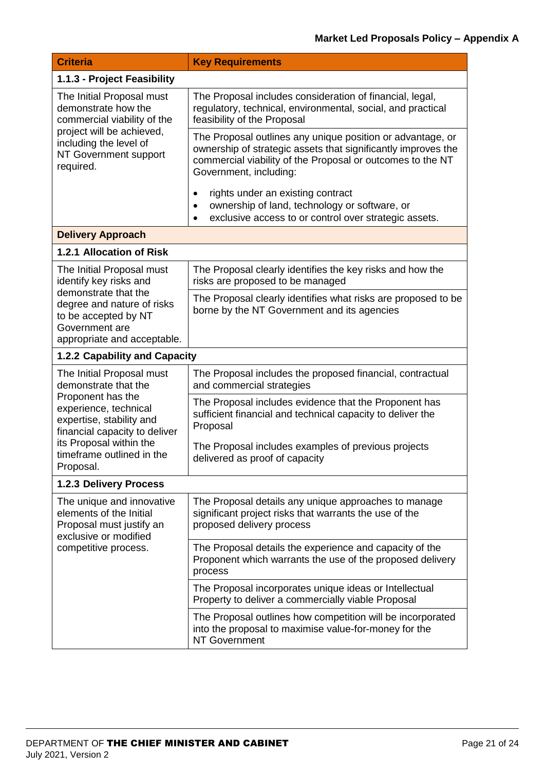| Criteria | Key Requirements |
|---|---|
| **1.1.3 - Project Feasibility** | |
| The Initial Proposal must demonstrate how the commercial viability of the project will be achieved, including the level of NT Government support required. | The Proposal includes consideration of financial, legal, regulatory, technical, environmental, social, and practical feasibility of the Proposal |
| | The Proposal outlines any unique position or advantage, or ownership of strategic assets that significantly improves the commercial viability of the Proposal or outcomes to the NT Government, including:<br>• rights under an existing contract<br>• ownership of land, technology or software, or<br>• exclusive access to or control over strategic assets. |
| **Delivery Approach** | |
| **1.2.1 Allocation of Risk** | |
| The Initial Proposal must identify key risks and demonstrate that the degree and nature of risks to be accepted by NT Government are appropriate and acceptable. | The Proposal clearly identifies the key risks and how the risks are proposed to be managed |
| | The Proposal clearly identifies what risks are proposed to be borne by the NT Government and its agencies |
| **1.2.2 Capability and Capacity** | |
| The Initial Proposal must demonstrate that the Proponent has the experience, technical expertise, stability and financial capacity to deliver its Proposal within the timeframe outlined in the Proposal. | The Proposal includes the proposed financial, contractual and commercial strategies |
| | The Proposal includes evidence that the Proponent has sufficient financial and technical capacity to deliver the Proposal<br><br>The Proposal includes examples of previous projects delivered as proof of capacity |
| **1.2.3 Delivery Process** | |
| The unique and innovative elements of the Initial Proposal must justify an exclusive or modified competitive process. | The Proposal details any unique approaches to manage significant project risks that warrants the use of the proposed delivery process |
| | The Proposal details the experience and capacity of the Proponent which warrants the use of the proposed delivery process |
| | The Proposal incorporates unique ideas or Intellectual Property to deliver a commercially viable Proposal |
| | The Proposal outlines how competition will be incorporated into the proposal to maximise value-for-money for the NT Government |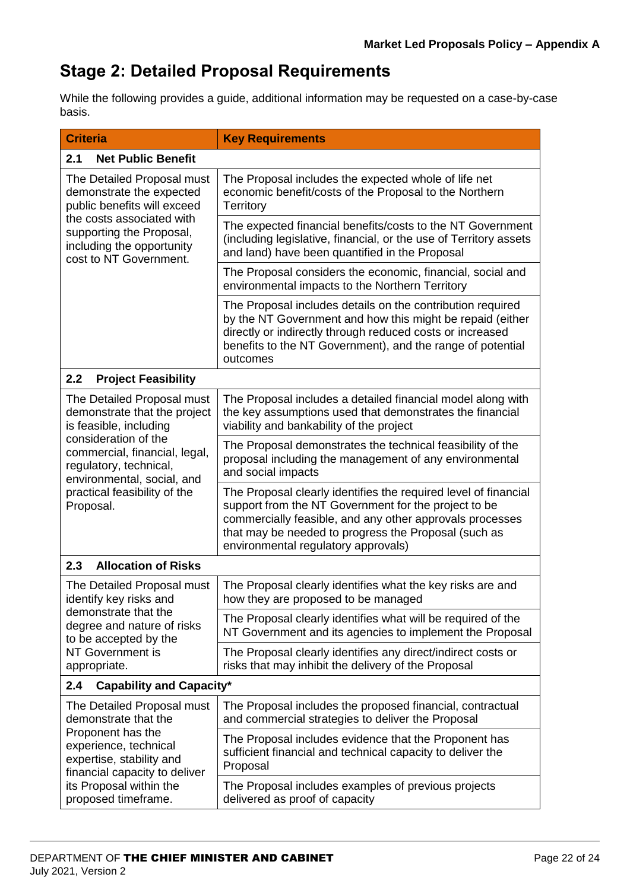## Stage 2: Detailed Proposal Requirements

While the following provides a guide, additional information may be requested on a case-by-case basis.

| Criteria | Key Requirements |
|---|---|
| **2.1 Net Public Benefit** | |
| The Detailed Proposal must demonstrate the expected public benefits will exceed the costs associated with supporting the Proposal, including the opportunity cost to NT Government. | The Proposal includes the expected whole of life net economic benefit/costs of the Proposal to the Northern Territory |
| | The expected financial benefits/costs to the NT Government (including legislative, financial, or the use of Territory assets and land) have been quantified in the Proposal |
| | The Proposal considers the economic, financial, social and environmental impacts to the Northern Territory |
| | The Proposal includes details on the contribution required by the NT Government and how this might be repaid (either directly or indirectly through reduced costs or increased benefits to the NT Government), and the range of potential outcomes |
| **2.2 Project Feasibility** | |
| The Detailed Proposal must demonstrate that the project is feasible, including consideration of the commercial, financial, legal, regulatory, technical, environmental, social, and practical feasibility of the Proposal. | The Proposal includes a detailed financial model along with the key assumptions used that demonstrates the financial viability and bankability of the project |
| | The Proposal demonstrates the technical feasibility of the proposal including the management of any environmental and social impacts |
| | The Proposal clearly identifies the required level of financial support from the NT Government for the project to be commercially feasible, and any other approvals processes that may be needed to progress the Proposal (such as environmental regulatory approvals) |
| **2.3 Allocation of Risks** | |
| The Detailed Proposal must identify key risks and demonstrate that the degree and nature of risks to be accepted by the NT Government is appropriate. | The Proposal clearly identifies what the key risks are and how they are proposed to be managed |
| | The Proposal clearly identifies what will be required of the NT Government and its agencies to implement the Proposal |
| | The Proposal clearly identifies any direct/indirect costs or risks that may inhibit the delivery of the Proposal |
| **2.4 Capability and Capacity*** | |
| The Detailed Proposal must demonstrate that the Proponent has the experience, technical expertise, stability and financial capacity to deliver its Proposal within the proposed timeframe. | The Proposal includes the proposed financial, contractual and commercial strategies to deliver the Proposal |
| | The Proposal includes evidence that the Proponent has sufficient financial and technical capacity to deliver the Proposal |
| | The Proposal includes examples of previous projects delivered as proof of capacity |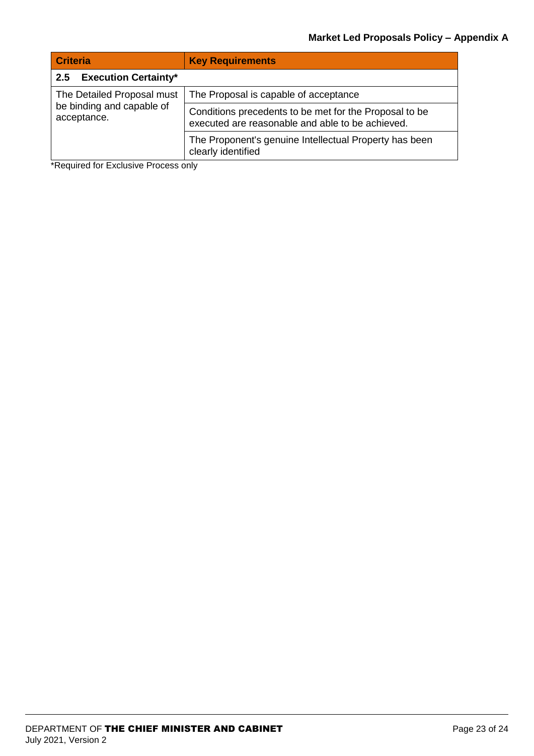| Criteria | Key Requirements |
| --- | --- |
| **2.5 Execution Certainty*** | |
| The Detailed Proposal must be binding and capable of acceptance. | The Proposal is capable of acceptance |
| | Conditions precedents to be met for the Proposal to be executed are reasonable and able to be achieved. |
| | The Proponent's genuine Intellectual Property has been clearly identified |

*Required for Exclusive Process only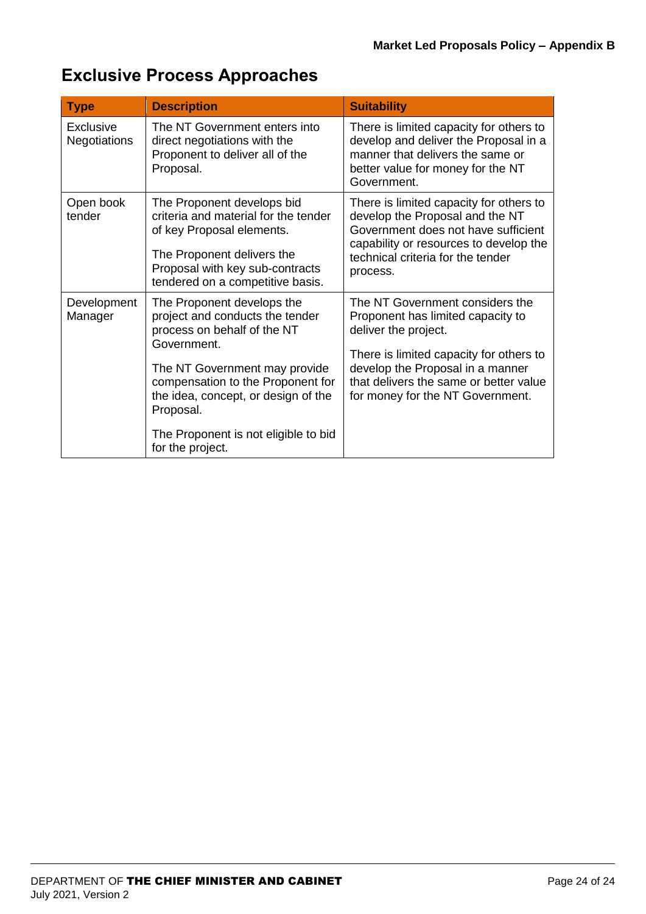# Exclusive Process Approaches

| Type | Description | Suitability |
|---|---|---|
| Exclusive Negotiations | The NT Government enters into direct negotiations with the Proponent to deliver all of the Proposal. | There is limited capacity for others to develop and deliver the Proposal in a manner that delivers the same or better value for money for the NT Government. |
| Open book tender | The Proponent develops bid criteria and material for the tender of key Proposal elements.<br><br>The Proponent delivers the Proposal with key sub-contracts tendered on a competitive basis. | There is limited capacity for others to develop the Proposal and the NT Government does not have sufficient capability or resources to develop the technical criteria for the tender process. |
| Development Manager | The Proponent develops the project and conducts the tender process on behalf of the NT Government.<br><br>The NT Government may provide compensation to the Proponent for the idea, concept, or design of the Proposal.<br><br>The Proponent is not eligible to bid for the project. | The NT Government considers the Proponent has limited capacity to deliver the project.<br><br>There is limited capacity for others to develop the Proposal in a manner that delivers the same or better value for money for the NT Government. |